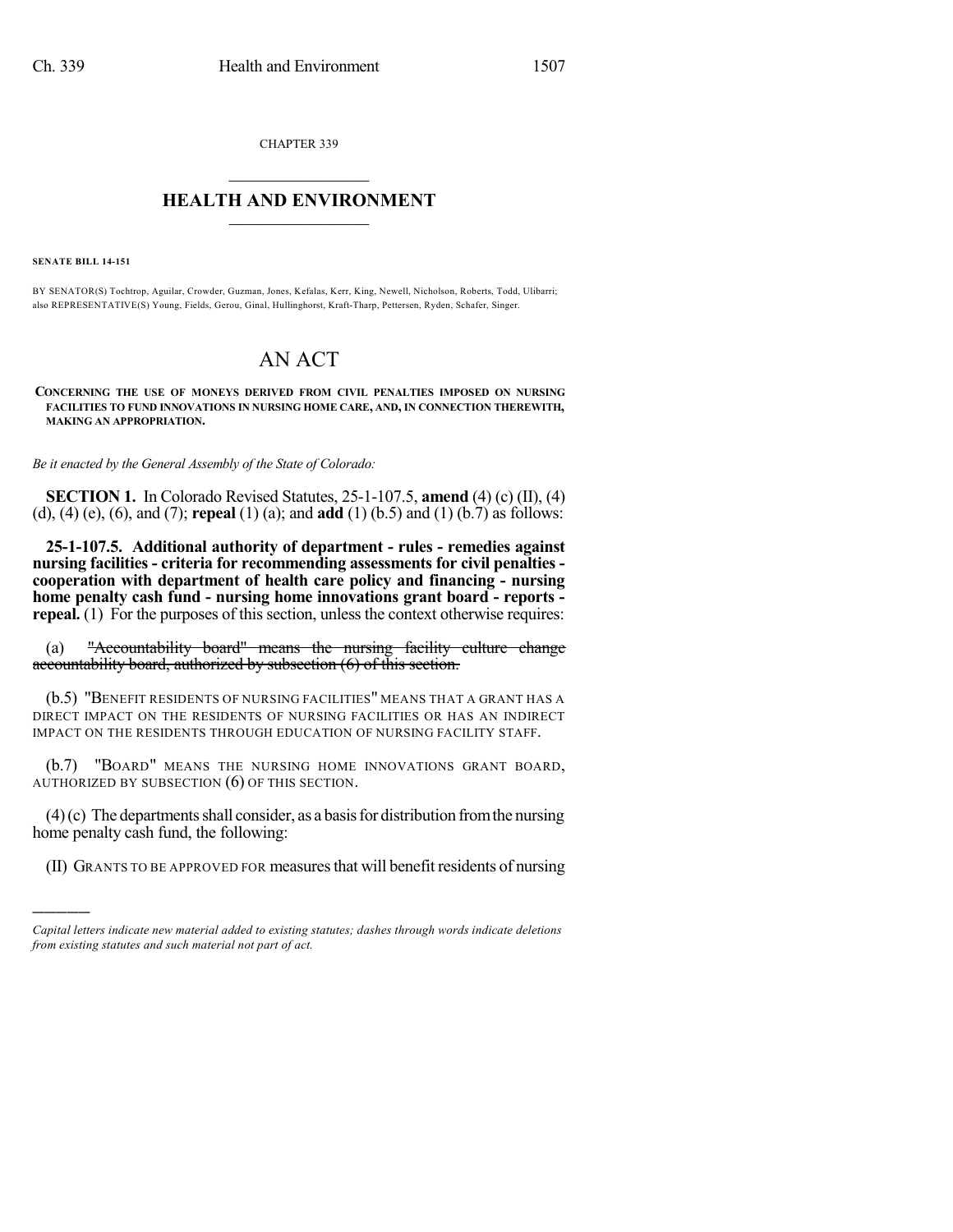CHAPTER 339

# HEALTH AND ENVIRONMENT

**SENATE BILL 14-151**

BY SENATOR(S) Tochtrop, Aguilar, Crowder, Guzman, Jones, Kefalas, Kerr, King, Newell, Nicholson, Roberts, Todd, Ulibarri; also REPRESENTATIVE(S) Young, Fields, Gerou, Ginal, Hullinghorst, Kraft-Tharp, Pettersen, Ryden, Schafer, Singer.

# AN ACT

**CONCERNING THE USE OF MONEYS DERIVED FROM CIVIL PENALTIES IMPOSED ON NURSING FACILITIES TO FUND INNOVATIONS IN NURSING HOME CARE, AND, IN CONNECTION THEREWITH, MAKING AN APPROPRIATION.**

*Be it enacted by the General Assembly of the State of Colorado:*

**SECTION 1.** In Colorado Revised Statutes, 25-1-107.5, **amend** (4) (c) (II), (4) (d), (4) (e), (6), and (7); **repeal** (1) (a); and **add** (1) (b.5) and (1) (b.7) as follows:

**25-1-107.5. Additional authority of department - rules - remedies against nursing facilities - criteria for recommending assessments for civil penalties - cooperation with department of health care policy and financing - nursing home penalty cash fund - nursing home innovations grant board - reports - repeal.** (1) For the purposes of this section, unless the context otherwise requires:

(a) ~~"Accountability board" means the nursing facility culture change accountability board, authorized by subsection (6) of this section.~~

(b.5) "BENEFIT RESIDENTS OF NURSING FACILITIES" MEANS THAT A GRANT HAS A DIRECT IMPACT ON THE RESIDENTS OF NURSING FACILITIES OR HAS AN INDIRECT IMPACT ON THE RESIDENTS THROUGH EDUCATION OF NURSING FACILITY STAFF.

(b.7) "BOARD" MEANS THE NURSING HOME INNOVATIONS GRANT BOARD, AUTHORIZED BY SUBSECTION (6) OF THIS SECTION.

(4) (c) The departments shall consider, as a basis for distribution from the nursing home penalty cash fund, the following:

(II) GRANTS TO BE APPROVED FOR measures that will benefit residents of nursing

*Capital letters indicate new material added to existing statutes; dashes through words indicate deletions from existing statutes and such material not part of act.*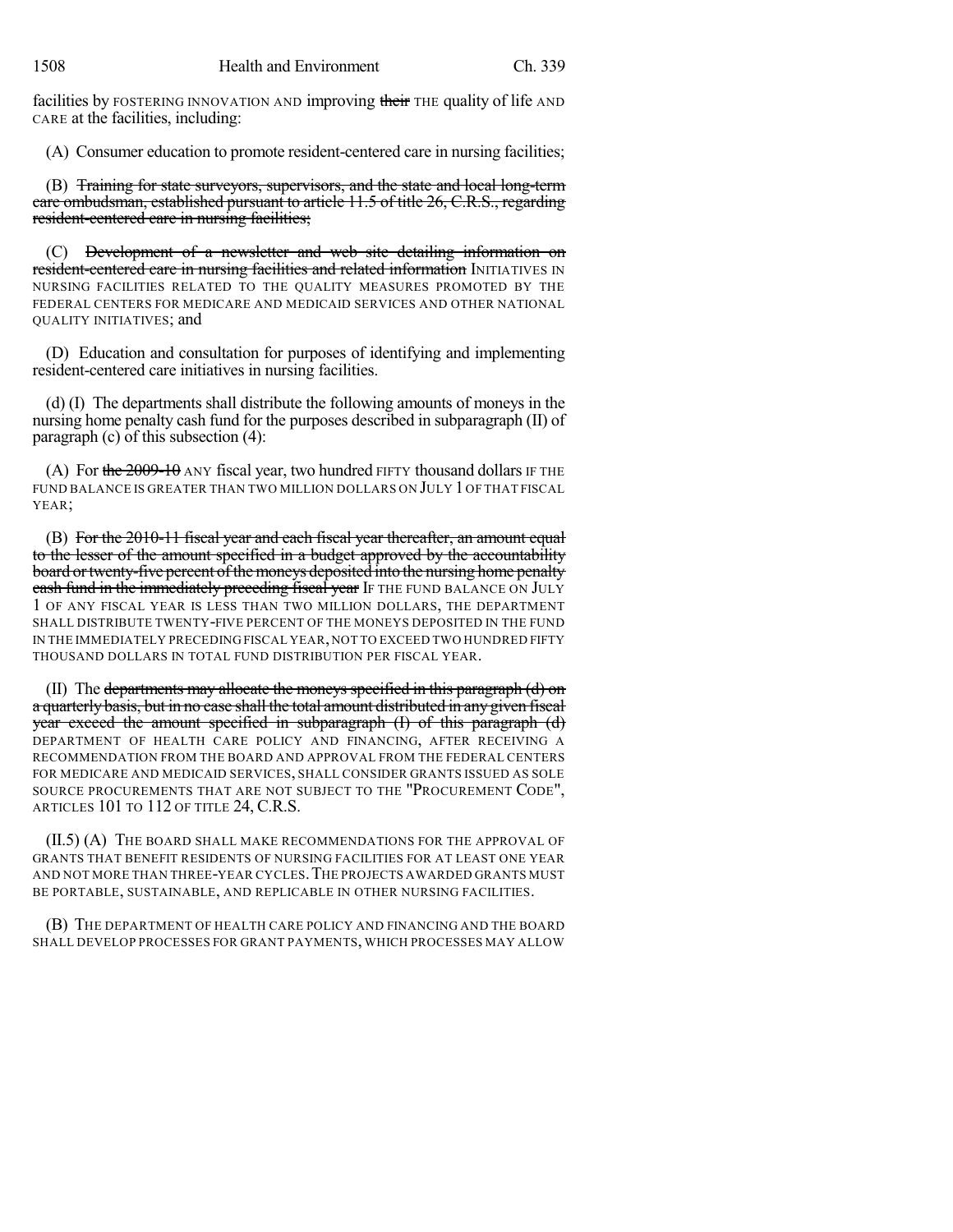facilities by FOSTERING INNOVATION AND improving ~~their~~ THE quality of life AND CARE at the facilities, including:

(A) Consumer education to promote resident-centered care in nursing facilities;

(B) ~~Training for state surveyors, supervisors, and the state and local long-term care ombudsman, established pursuant to article 11.5 of title 26, C.R.S., regarding resident-centered care in nursing facilities;~~

(C) ~~Development of a newsletter and web site detailing information on resident-centered care in nursing facilities and related information~~ INITIATIVES IN NURSING FACILITIES RELATED TO THE QUALITY MEASURES PROMOTED BY THE FEDERAL CENTERS FOR MEDICARE AND MEDICAID SERVICES AND OTHER NATIONAL QUALITY INITIATIVES; and

(D) Education and consultation for purposes of identifying and implementing resident-centered care initiatives in nursing facilities.

(d) (I) The departments shall distribute the following amounts of moneys in the nursing home penalty cash fund for the purposes described in subparagraph (II) of paragraph (c) of this subsection (4):

(A) For ~~the 2009-10~~ ANY fiscal year, two hundred FIFTY thousand dollars IF THE FUND BALANCE IS GREATER THAN TWO MILLION DOLLARS ON JULY 1 OF THAT FISCAL YEAR;

(B) ~~For the 2010-11 fiscal year and each fiscal year thereafter, an amount equal to the lesser of the amount specified in a budget approved by the accountability board or twenty-five percent of the moneys deposited into the nursing home penalty cash fund in the immediately preceding fiscal year~~ IF THE FUND BALANCE ON JULY 1 OF ANY FISCAL YEAR IS LESS THAN TWO MILLION DOLLARS, THE DEPARTMENT SHALL DISTRIBUTE TWENTY-FIVE PERCENT OF THE MONEYS DEPOSITED IN THE FUND IN THE IMMEDIATELY PRECEDING FISCAL YEAR, NOT TO EXCEED TWO HUNDRED FIFTY THOUSAND DOLLARS IN TOTAL FUND DISTRIBUTION PER FISCAL YEAR.

(II) The ~~departments may allocate the moneys specified in this paragraph (d) on a quarterly basis, but in no case shall the total amount distributed in any given fiscal year exceed the amount specified in subparagraph (I) of this paragraph (d)~~ DEPARTMENT OF HEALTH CARE POLICY AND FINANCING, AFTER RECEIVING A RECOMMENDATION FROM THE BOARD AND APPROVAL FROM THE FEDERAL CENTERS FOR MEDICARE AND MEDICAID SERVICES, SHALL CONSIDER GRANTS ISSUED AS SOLE SOURCE PROCUREMENTS THAT ARE NOT SUBJECT TO THE "PROCUREMENT CODE", ARTICLES 101 TO 112 OF TITLE 24, C.R.S.

(II.5) (A) THE BOARD SHALL MAKE RECOMMENDATIONS FOR THE APPROVAL OF GRANTS THAT BENEFIT RESIDENTS OF NURSING FACILITIES FOR AT LEAST ONE YEAR AND NOT MORE THAN THREE-YEAR CYCLES. THE PROJECTS AWARDED GRANTS MUST BE PORTABLE, SUSTAINABLE, AND REPLICABLE IN OTHER NURSING FACILITIES.

(B) THE DEPARTMENT OF HEALTH CARE POLICY AND FINANCING AND THE BOARD SHALL DEVELOP PROCESSES FOR GRANT PAYMENTS, WHICH PROCESSES MAY ALLOW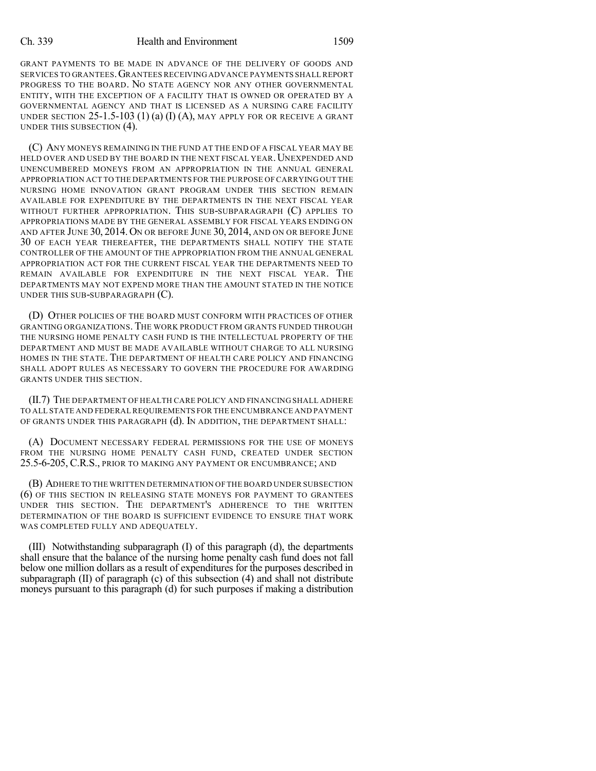GRANT PAYMENTS TO BE MADE IN ADVANCE OF THE DELIVERY OF GOODS AND SERVICES TO GRANTEES. GRANTEES RECEIVING ADVANCE PAYMENTS SHALL REPORT PROGRESS TO THE BOARD. NO STATE AGENCY NOR ANY OTHER GOVERNMENTAL ENTITY, WITH THE EXCEPTION OF A FACILITY THAT IS OWNED OR OPERATED BY A GOVERNMENTAL AGENCY AND THAT IS LICENSED AS A NURSING CARE FACILITY UNDER SECTION 25-1.5-103 (1) (a) (I) (A), MAY APPLY FOR OR RECEIVE A GRANT UNDER THIS SUBSECTION (4).

(C) ANY MONEYS REMAINING IN THE FUND AT THE END OF A FISCAL YEAR MAY BE HELD OVER AND USED BY THE BOARD IN THE NEXT FISCAL YEAR. UNEXPENDED AND UNENCUMBERED MONEYS FROM AN APPROPRIATION IN THE ANNUAL GENERAL APPROPRIATION ACT TO THE DEPARTMENTS FOR THE PURPOSE OF CARRYING OUT THE NURSING HOME INNOVATION GRANT PROGRAM UNDER THIS SECTION REMAIN AVAILABLE FOR EXPENDITURE BY THE DEPARTMENTS IN THE NEXT FISCAL YEAR WITHOUT FURTHER APPROPRIATION. THIS SUB-SUBPARAGRAPH (C) APPLIES TO APPROPRIATIONS MADE BY THE GENERAL ASSEMBLY FOR FISCAL YEARS ENDING ON AND AFTER JUNE 30, 2014. ON OR BEFORE JUNE 30, 2014, AND ON OR BEFORE JUNE 30 OF EACH YEAR THEREAFTER, THE DEPARTMENTS SHALL NOTIFY THE STATE CONTROLLER OF THE AMOUNT OF THE APPROPRIATION FROM THE ANNUAL GENERAL APPROPRIATION ACT FOR THE CURRENT FISCAL YEAR THE DEPARTMENTS NEED TO REMAIN AVAILABLE FOR EXPENDITURE IN THE NEXT FISCAL YEAR. THE DEPARTMENTS MAY NOT EXPEND MORE THAN THE AMOUNT STATED IN THE NOTICE UNDER THIS SUB-SUBPARAGRAPH (C).

(D) OTHER POLICIES OF THE BOARD MUST CONFORM WITH PRACTICES OF OTHER GRANTING ORGANIZATIONS. THE WORK PRODUCT FROM GRANTS FUNDED THROUGH THE NURSING HOME PENALTY CASH FUND IS THE INTELLECTUAL PROPERTY OF THE DEPARTMENT AND MUST BE MADE AVAILABLE WITHOUT CHARGE TO ALL NURSING HOMES IN THE STATE. THE DEPARTMENT OF HEALTH CARE POLICY AND FINANCING SHALL ADOPT RULES AS NECESSARY TO GOVERN THE PROCEDURE FOR AWARDING GRANTS UNDER THIS SECTION.

(II.7) THE DEPARTMENT OF HEALTH CARE POLICY AND FINANCING SHALL ADHERE TO ALL STATE AND FEDERAL REQUIREMENTS FOR THE ENCUMBRANCE AND PAYMENT OF GRANTS UNDER THIS PARAGRAPH (d). IN ADDITION, THE DEPARTMENT SHALL:

(A) DOCUMENT NECESSARY FEDERAL PERMISSIONS FOR THE USE OF MONEYS FROM THE NURSING HOME PENALTY CASH FUND, CREATED UNDER SECTION 25.5-6-205, C.R.S., PRIOR TO MAKING ANY PAYMENT OR ENCUMBRANCE; AND

(B) ADHERE TO THE WRITTEN DETERMINATION OF THE BOARD UNDER SUBSECTION (6) OF THIS SECTION IN RELEASING STATE MONEYS FOR PAYMENT TO GRANTEES UNDER THIS SECTION. THE DEPARTMENT'S ADHERENCE TO THE WRITTEN DETERMINATION OF THE BOARD IS SUFFICIENT EVIDENCE TO ENSURE THAT WORK WAS COMPLETED FULLY AND ADEQUATELY.

(III) Notwithstanding subparagraph (I) of this paragraph (d), the departments shall ensure that the balance of the nursing home penalty cash fund does not fall below one million dollars as a result of expenditures for the purposes described in subparagraph (II) of paragraph (c) of this subsection (4) and shall not distribute moneys pursuant to this paragraph (d) for such purposes if making a distribution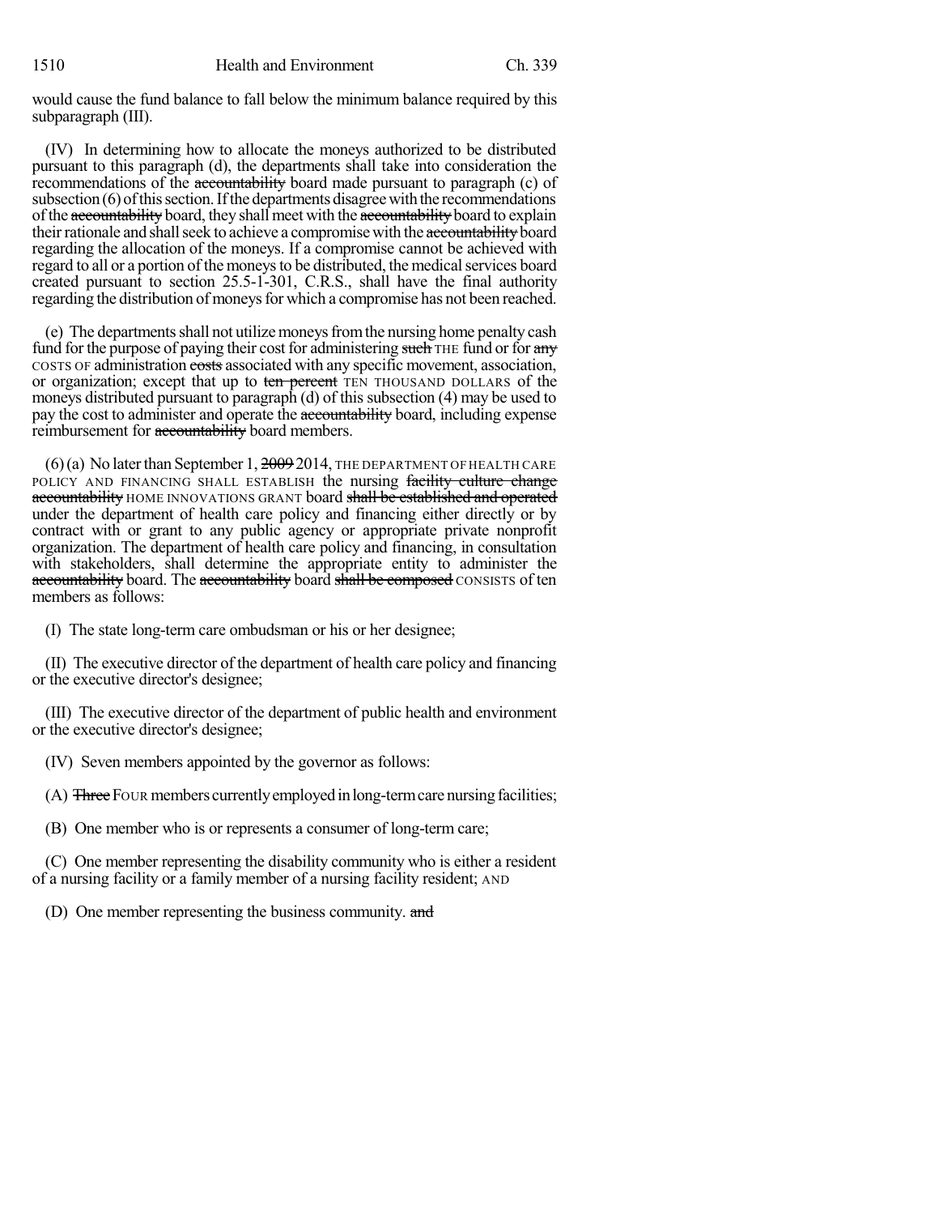would cause the fund balance to fall below the minimum balance required by this subparagraph (III).

(IV) In determining how to allocate the moneys authorized to be distributed pursuant to this paragraph (d), the departments shall take into consideration the recommendations of the ~~accountability~~ board made pursuant to paragraph (c) of subsection (6) of this section. If the departments disagree with the recommendations of the ~~accountability~~ board, they shall meet with the ~~accountability~~ board to explain their rationale and shall seek to achieve a compromise with the ~~accountability~~ board regarding the allocation of the moneys. If a compromise cannot be achieved with regard to all or a portion of the moneys to be distributed, the medical services board created pursuant to section 25.5-1-301, C.R.S., shall have the final authority regarding the distribution of moneys for which a compromise has not been reached.

(e) The departments shall not utilize moneys from the nursing home penalty cash fund for the purpose of paying their cost for administering ~~such~~ THE fund or for ~~any~~ COSTS OF administration ~~costs~~ associated with any specific movement, association, or organization; except that up to ~~ten percent~~ TEN THOUSAND DOLLARS of the moneys distributed pursuant to paragraph (d) of this subsection (4) may be used to pay the cost to administer and operate the ~~accountability~~ board, including expense reimbursement for ~~accountability~~ board members.

(6) (a) No later than September 1, ~~2009~~ 2014, THE DEPARTMENT OF HEALTH CARE POLICY AND FINANCING SHALL ESTABLISH the nursing ~~facility culture change accountability~~ HOME INNOVATIONS GRANT board ~~shall be established and operated~~ under the department of health care policy and financing either directly or by contract with or grant to any public agency or appropriate private nonprofit organization. The department of health care policy and financing, in consultation with stakeholders, shall determine the appropriate entity to administer the ~~accountability~~ board. The ~~accountability~~ board ~~shall be composed~~ CONSISTS of ten members as follows:

(I) The state long-term care ombudsman or his or her designee;

(II) The executive director of the department of health care policy and financing or the executive director's designee;

(III) The executive director of the department of public health and environment or the executive director's designee;

(IV) Seven members appointed by the governor as follows:

(A) ~~Three~~ FOUR members currently employed in long-term care nursing facilities;

(B) One member who is or represents a consumer of long-term care;

(C) One member representing the disability community who is either a resident of a nursing facility or a family member of a nursing facility resident; AND

(D) One member representing the business community. ~~and~~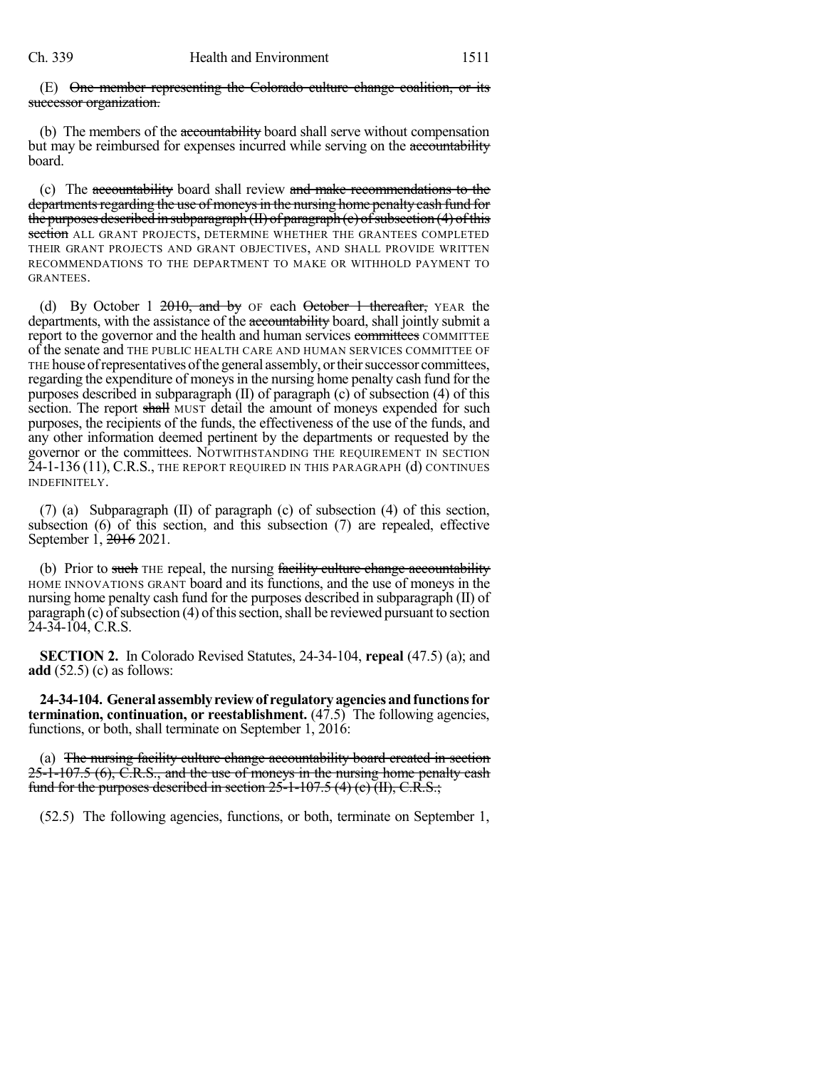(E) ~~One member representing the Colorado culture change coalition, or its successor organization.~~

(b) The members of the ~~accountability~~ board shall serve without compensation but may be reimbursed for expenses incurred while serving on the ~~accountability~~ board.

(c) The ~~accountability~~ board shall review ~~and make recommendations to the departments regarding the use of moneys in the nursing home penalty cash fund for the purposes described in subparagraph (II) of paragraph (c) of subsection (4) of this section~~ ALL GRANT PROJECTS, DETERMINE WHETHER THE GRANTEES COMPLETED THEIR GRANT PROJECTS AND GRANT OBJECTIVES, AND SHALL PROVIDE WRITTEN RECOMMENDATIONS TO THE DEPARTMENT TO MAKE OR WITHHOLD PAYMENT TO GRANTEES.

(d) By October 1 ~~2010, and by~~ OF each ~~October 1 thereafter,~~ YEAR the departments, with the assistance of the ~~accountability~~ board, shall jointly submit a report to the governor and the health and human services ~~committees~~ COMMITTEE of the senate and THE PUBLIC HEALTH CARE AND HUMAN SERVICES COMMITTEE OF THE house of representatives of the general assembly, or their successor committees, regarding the expenditure of moneys in the nursing home penalty cash fund for the purposes described in subparagraph (II) of paragraph (c) of subsection (4) of this section. The report ~~shall~~ MUST detail the amount of moneys expended for such purposes, the recipients of the funds, the effectiveness of the use of the funds, and any other information deemed pertinent by the departments or requested by the governor or the committees. NOTWITHSTANDING THE REQUIREMENT IN SECTION 24-1-136 (11), C.R.S., THE REPORT REQUIRED IN THIS PARAGRAPH (d) CONTINUES INDEFINITELY.

(7) (a) Subparagraph (II) of paragraph (c) of subsection (4) of this section, subsection (6) of this section, and this subsection (7) are repealed, effective September 1, ~~2016~~ 2021.

(b) Prior to ~~such~~ THE repeal, the nursing ~~facility culture change accountability~~ HOME INNOVATIONS GRANT board and its functions, and the use of moneys in the nursing home penalty cash fund for the purposes described in subparagraph (II) of paragraph (c) of subsection (4) of this section, shall be reviewed pursuant to section 24-34-104, C.R.S.

**SECTION 2.** In Colorado Revised Statutes, 24-34-104, **repeal** (47.5) (a); and **add** (52.5) (c) as follows:

**24-34-104. General assembly review of regulatory agencies and functions for termination, continuation, or reestablishment.** (47.5) The following agencies, functions, or both, shall terminate on September 1, 2016:

(a) ~~The nursing facility culture change accountability board created in section 25-1-107.5 (6), C.R.S., and the use of moneys in the nursing home penalty cash fund for the purposes described in section 25-1-107.5 (4) (c) (II), C.R.S.;~~

(52.5) The following agencies, functions, or both, terminate on September 1,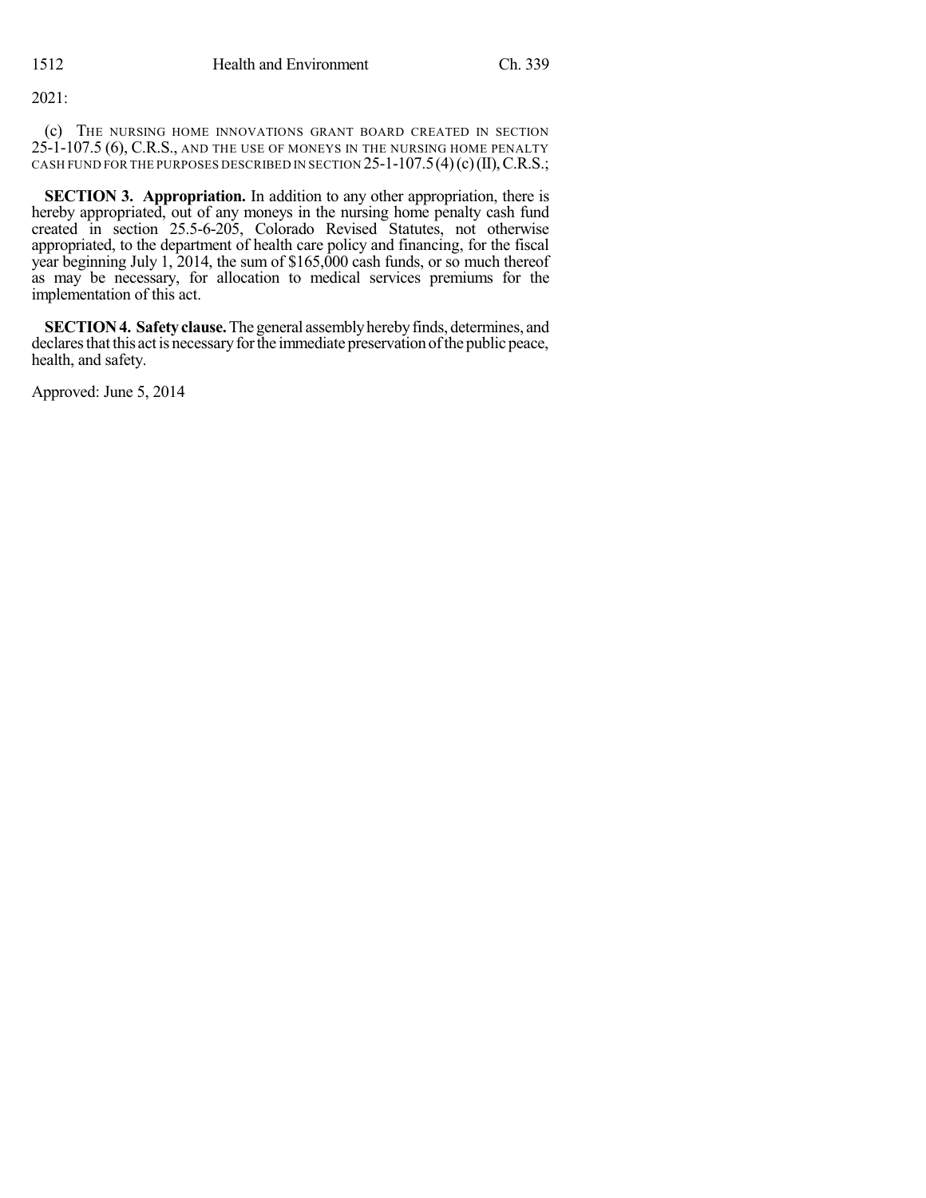2021:

(c) THE NURSING HOME INNOVATIONS GRANT BOARD CREATED IN SECTION 25-1-107.5 (6), C.R.S., AND THE USE OF MONEYS IN THE NURSING HOME PENALTY CASH FUND FOR THE PURPOSES DESCRIBED IN SECTION 25-1-107.5 (4) (c) (II), C.R.S.;

**SECTION 3. Appropriation.** In addition to any other appropriation, there is hereby appropriated, out of any moneys in the nursing home penalty cash fund created in section 25.5-6-205, Colorado Revised Statutes, not otherwise appropriated, to the department of health care policy and financing, for the fiscal year beginning July 1, 2014, the sum of $165,000 cash funds, or so much thereof as may be necessary, for allocation to medical services premiums for the implementation of this act.

**SECTION 4. Safety clause.** The general assembly hereby finds, determines, and declares that this act is necessary for the immediate preservation of the public peace, health, and safety.

Approved: June 5, 2014